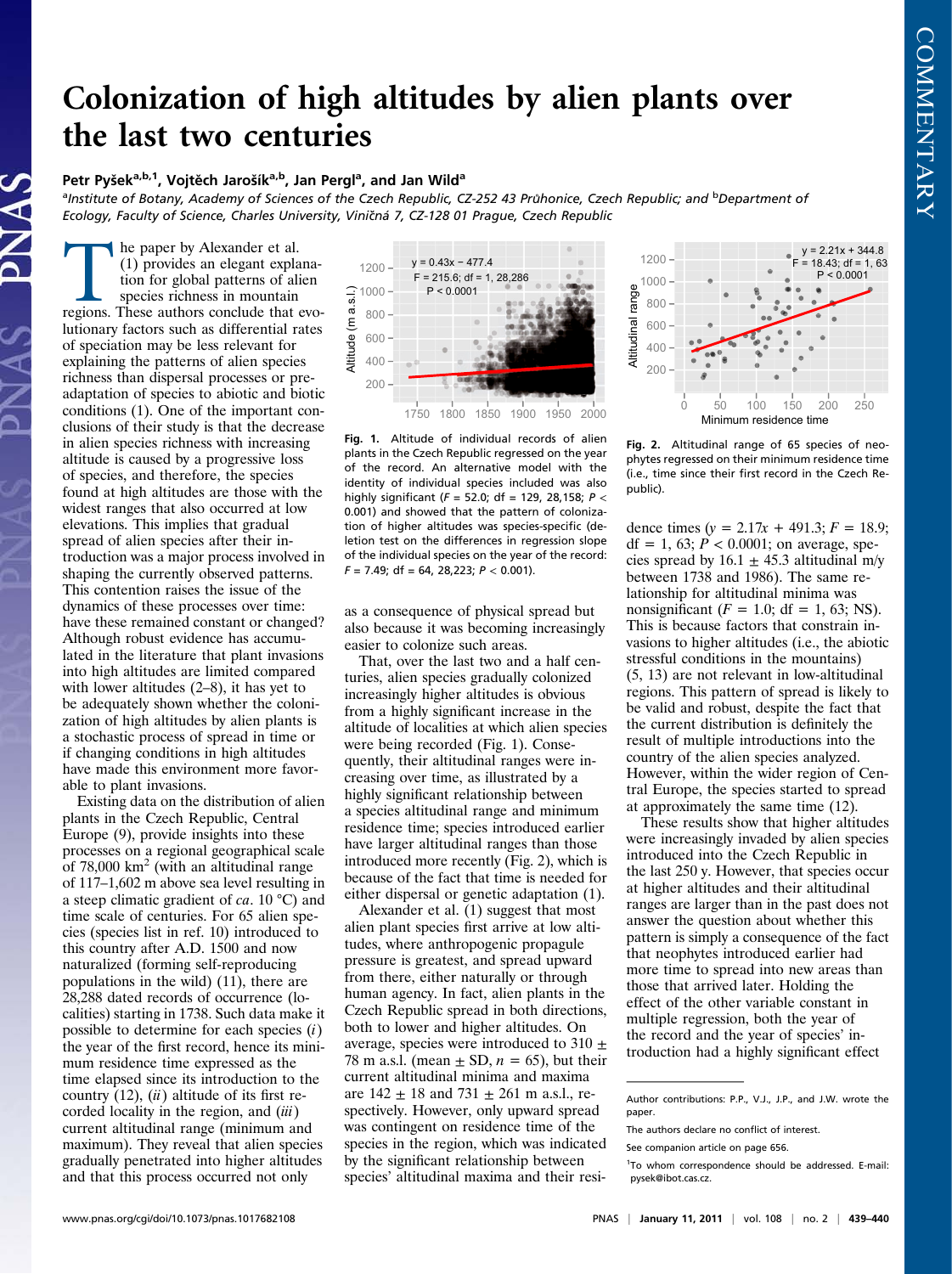# Colonization of high altitudes by alien plants over the last two centuries

**Petr Pyšek[a,b,1], Vojtěch Jarošík[a,b], Jan Pergl[a], and Jan Wild[a]**

[a]*Institute of Botany, Academy of Sciences of the Czech Republic, CZ-252 43 Průhonice, Czech Republic; and* [b]*Department of Ecology, Faculty of Science, Charles University, Viničná 7, CZ-128 01 Prague, Czech Republic*

The paper by Alexander et al. (1) provides an elegant explanation for global patterns of alien species richness in mountain regions. These authors conclude that evolutionary factors such as differential rates of speciation may be less relevant for explaining the patterns of alien species richness than dispersal processes or preadaptation of species to abiotic and biotic conditions (1). One of the important conclusions of their study is that the decrease in alien species richness with increasing altitude is caused by a progressive loss of species, and therefore, the species found at high altitudes are those with the widest ranges that also occurred at low elevations. This implies that gradual spread of alien species after their introduction was a major process involved in shaping the currently observed patterns. This contention raises the issue of the dynamics of these processes over time: have these remained constant or changed? Although robust evidence has accumulated in the literature that plant invasions into high altitudes are limited compared with lower altitudes (2–8), it has yet to be adequately shown whether the colonization of high altitudes by alien plants is a stochastic process of spread in time or if changing conditions in high altitudes have made this environment more favorable to plant invasions.

Existing data on the distribution of alien plants in the Czech Republic, Central Europe (9), provide insights into these processes on a regional geographical scale of 78,000 km$^2$ (with an altitudinal range of 117–1,602 m above sea level resulting in a steep climatic gradient of *ca.* 10 °C) and time scale of centuries. For 65 alien species (species list in ref. 10) introduced to this country after A.D. 1500 and now naturalized (forming self-reproducing populations in the wild) (11), there are 28,288 dated records of occurrence (localities) starting in 1738. Such data make it possible to determine for each species (*i*) the year of the first record, hence its minimum residence time expressed as the time elapsed since its introduction to the country (12), (*ii*) altitude of its first recorded locality in the region, and (*iii*) current altitudinal range (minimum and maximum). They reveal that alien species gradually penetrated into higher altitudes and that this process occurred not only as a consequence of physical spread but also because it was becoming increasingly easier to colonize such areas.

Fig. 1. Altitude of individual records of alien plants in the Czech Republic regressed on the year of the record. An alternative model with the identity of individual species included was also highly significant ($F = 52.0$; df = 129, 28,158; $P < 0.001$) and showed that the pattern of colonization of higher altitudes was species-specific (deletion test on the differences in regression slope of the individual species on the year of the record: $F = 7.49$; df = 64, 28,223; $P < 0.001$).

That, over the last two and a half centuries, alien species gradually colonized increasingly higher altitudes is obvious from a highly significant increase in the altitude of localities at which alien species were being recorded (Fig. 1). Consequently, their altitudinal ranges were increasing over time, as illustrated by a highly significant relationship between a species altitudinal range and minimum residence time; species introduced earlier have larger altitudinal ranges than those introduced more recently (Fig. 2), which is because of the fact that time is needed for either dispersal or genetic adaptation (1).

Alexander et al. (1) suggest that most alien plant species first arrive at low altitudes, where anthropogenic propagule pressure is greatest, and spread upward from there, either naturally or through human agency. In fact, alien plants in the Czech Republic spread in both directions, both to lower and higher altitudes. On average, species were introduced to 310 ± 78 m a.s.l. (mean ± SD, $n$ = 65), but their current altitudinal minima and maxima are 142 ± 18 and 731 ± 261 m a.s.l., respectively. However, only upward spread was contingent on residence time of the species in the region, which was indicated by the significant relationship between species' altitudinal maxima and their residence times ($y = 2.17x + 491.3$; $F = 18.9$; df = 1, 63; $P < 0.0001$; on average, species spread by 16.1 ± 45.3 altitudinal m/y between 1738 and 1986). The same relationship for altitudinal minima was nonsignificant ($F = 1.0$; df = 1, 63; NS). This is because factors that constrain invasions to higher altitudes (i.e., the abiotic stressful conditions in the mountains) (5, 13) are not relevant in low-altitudinal regions. This pattern of spread is likely to be valid and robust, despite the fact that the current distribution is definitely the result of multiple introductions into the country of the alien species analyzed. However, within the wider region of Central Europe, the species started to spread at approximately the same time (12).

Fig. 2. Altitudinal range of 65 species of neophytes regressed on their minimum residence time (i.e., time since their first record in the Czech Republic).

These results show that higher altitudes were increasingly invaded by alien species introduced into the Czech Republic in the last 250 y. However, that species occur at higher altitudes and their altitudinal ranges are larger than in the past does not answer the question about whether this pattern is simply a consequence of the fact that neophytes introduced earlier had more time to spread into new areas than those that arrived later. Holding the effect of the other variable constant in multiple regression, both the year of the record and the year of species' introduction had a highly significant effect

---

Author contributions: P.P., V.J., J.P., and J.W. wrote the paper.

The authors declare no conflict of interest.

See companion article on page 656.

[1]To whom correspondence should be addressed. E-mail: pysek@ibot.cas.cz.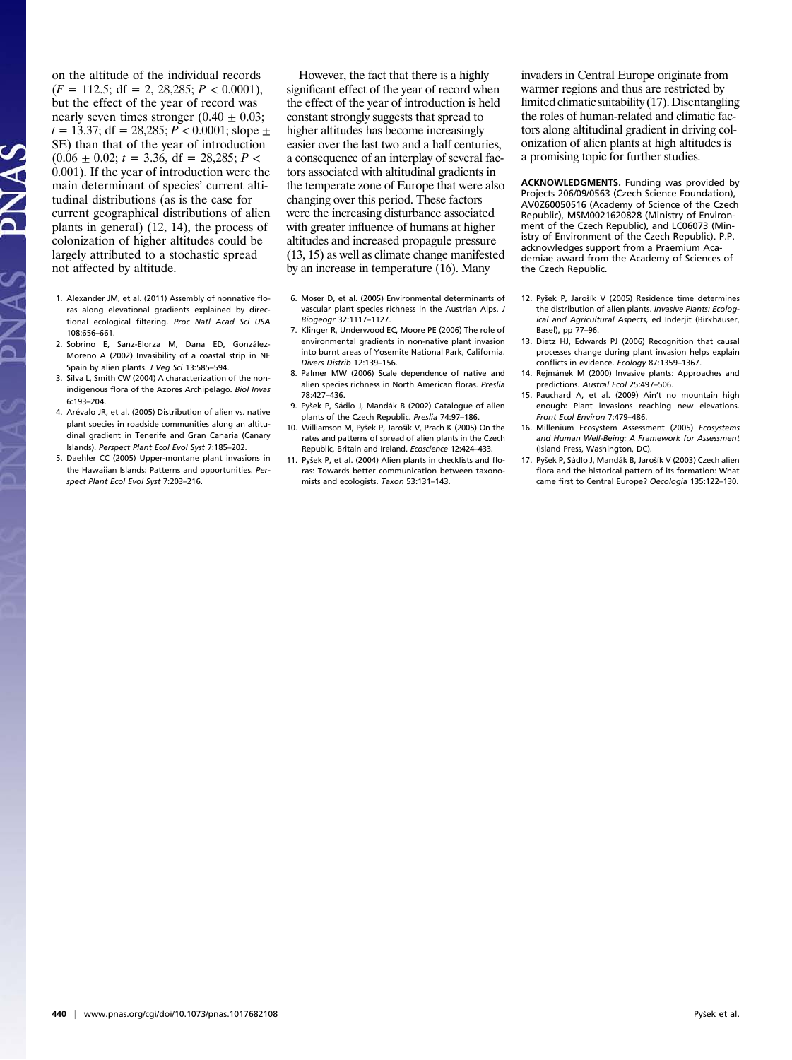on the altitude of the individual records ($F = 112.5$; df = 2, 28,285; $P < 0.0001$), but the effect of the year of record was nearly seven times stronger ($0.40 \pm 0.03$; $t = 13.37$; df = 28,285; $P < 0.0001$; slope ± SE) than that of the year of introduction ($0.06 \pm 0.02$; $t = 3.36$, df = 28,285; $P < 0.001$). If the year of introduction were the main determinant of species' current altitudinal distributions (as is the case for current geographical distributions of alien plants in general) (12, 14), the process of colonization of higher altitudes could be largely attributed to a stochastic spread not affected by altitude.

However, the fact that there is a highly significant effect of the year of record when the effect of the year of introduction is held constant strongly suggests that spread to higher altitudes has become increasingly easier over the last two and a half centuries, a consequence of an interplay of several factors associated with altitudinal gradients in the temperate zone of Europe that were also changing over this period. These factors were the increasing disturbance associated with greater influence of humans at higher altitudes and increased propagule pressure (13, 15) as well as climate change manifested by an increase in temperature (16). Many invaders in Central Europe originate from warmer regions and thus are restricted by limited climatic suitability (17). Disentangling the roles of human-related and climatic factors along altitudinal gradient in driving colonization of alien plants at high altitudes is a promising topic for further studies.

**ACKNOWLEDGMENTS.** Funding was provided by Projects 206/09/0563 (Czech Science Foundation), AV0Z60050516 (Academy of Science of the Czech Republic), MSM0021620828 (Ministry of Environment of the Czech Republic), and LC06073 (Ministry of Environment of the Czech Republic). P.P. acknowledges support from a Praemium Academiae award from the Academy of Sciences of the Czech Republic.

1. Alexander JM, et al. (2011) Assembly of nonnative floras along elevational gradients explained by directional ecological filtering. *Proc Natl Acad Sci USA* 108:656–661.
2. Sobrino E, Sanz-Elorza M, Dana ED, González-Moreno A (2002) Invasibility of a coastal strip in NE Spain by alien plants. *J Veg Sci* 13:585–594.
3. Silva L, Smith CW (2004) A characterization of the non-indigenous flora of the Azores Archipelago. *Biol Invas* 6:193–204.
4. Arévalo JR, et al. (2005) Distribution of alien vs. native plant species in roadside communities along an altitudinal gradient in Tenerife and Gran Canaria (Canary Islands). *Perspect Plant Ecol Evol Syst* 7:185–202.
5. Daehler CC (2005) Upper-montane plant invasions in the Hawaiian Islands: Patterns and opportunities. *Perspect Plant Ecol Evol Syst* 7:203–216.
6. Moser D, et al. (2005) Environmental determinants of vascular plant species richness in the Austrian Alps. *J Biogeogr* 32:1117–1127.
7. Klinger R, Underwood EC, Moore PE (2006) The role of environmental gradients in non-native plant invasion into burnt areas of Yosemite National Park, California. *Divers Distrib* 12:139–156.
8. Palmer MW (2006) Scale dependence of native and alien species richness in North American floras. *Preslia* 78:427–436.
9. Pyšek P, Sádlo J, Mandák B (2002) Catalogue of alien plants of the Czech Republic. *Preslia* 74:97–186.
10. Williamson M, Pyšek P, Jarošík V, Prach K (2005) On the rates and patterns of spread of alien plants in the Czech Republic, Britain and Ireland. *Ecoscience* 12:424–433.
11. Pyšek P, et al. (2004) Alien plants in checklists and floras: Towards better communication between taxonomists and ecologists. *Taxon* 53:131–143.
12. Pyšek P, Jarošík V (2005) Residence time determines the distribution of alien plants. *Invasive Plants: Ecological and Agricultural Aspects*, ed Inderjit (Birkhäuser, Basel), pp 77–96.
13. Dietz HJ, Edwards PJ (2006) Recognition that causal processes change during plant invasion helps explain conflicts in evidence. *Ecology* 87:1359–1367.
14. Rejmánek M (2000) Invasive plants: Approaches and predictions. *Austral Ecol* 25:497–506.
15. Pauchard A, et al. (2009) Ain't no mountain high enough: Plant invasions reaching new elevations. *Front Ecol Environ* 7:479–486.
16. Millenium Ecosystem Assessment (2005) *Ecosystems and Human Well-Being: A Framework for Assessment* (Island Press, Washington, DC).
17. Pyšek P, Sádlo J, Mandák B, Jarošík V (2003) Czech alien flora and the historical pattern of its formation: What came first to Central Europe? *Oecologia* 135:122–130.